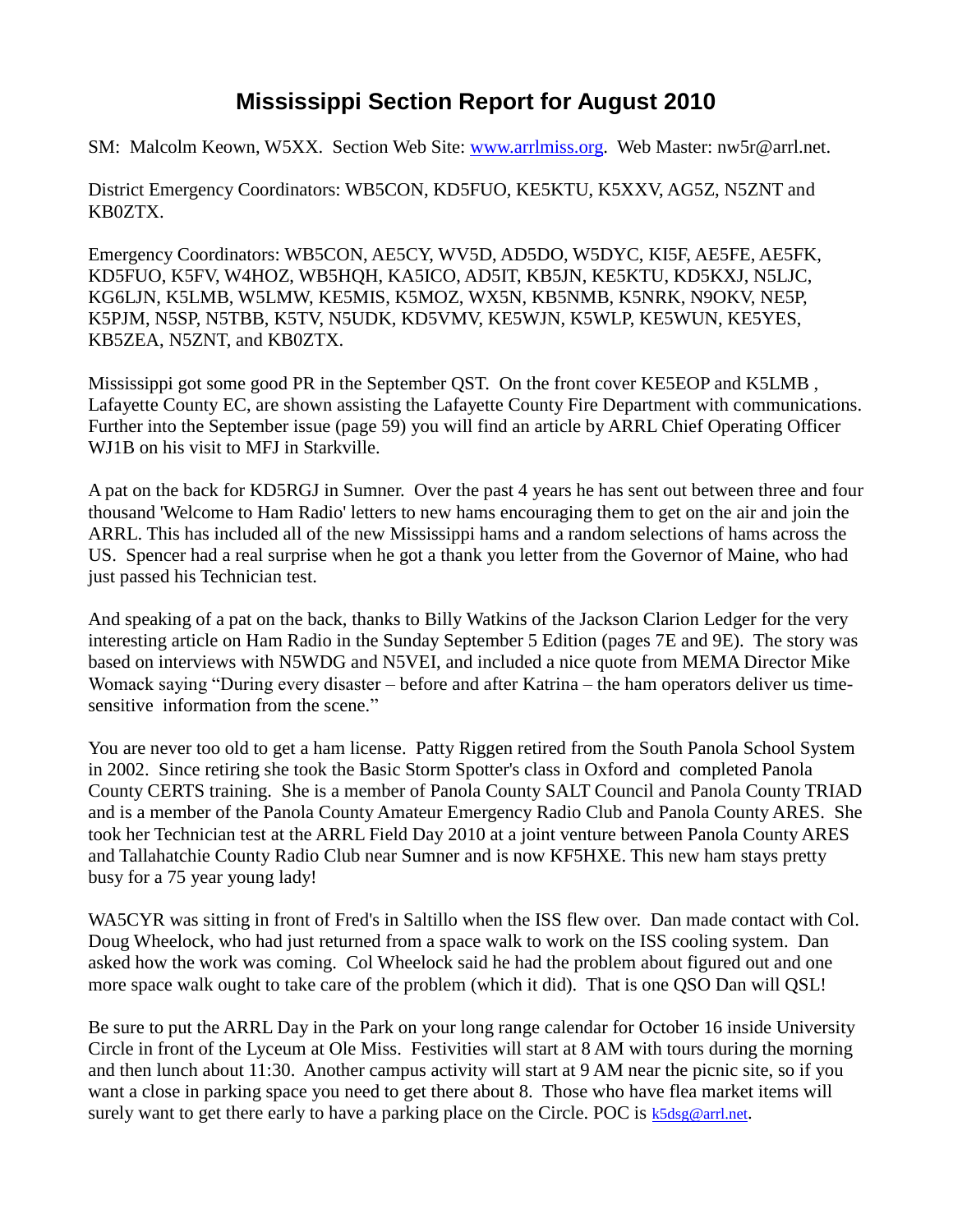# Mississippi Section Report for August 2010

SM: Malcolm Keown, W5XX. Section Web Site: [www.arrlmiss.org](http://www.arrlmiss.org). Web Master: nw5r@arrl.net.

District Emergency Coordinators: WB5CON, KD5FUO, KE5KTU, K5XXV, AG5Z, N5ZNT and KB0ZTX.

Emergency Coordinators: WB5CON, AE5CY, WV5D, AD5DO, W5DYC, KI5F, AE5FE, AE5FK, KD5FUO, K5FV, W4HOZ, WB5HQH, KA5ICO, AD5IT, KB5JN, KE5KTU, KD5KXJ, N5LJC, KG6LJN, K5LMB, W5LMW, KE5MIS, K5MOZ, WX5N, KB5NMB, K5NRK, N9OKV, NE5P, K5PJM, N5SP, N5TBB, K5TV, N5UDK, KD5VMV, KE5WJN, K5WLP, KE5WUN, KE5YES, KB5ZEA, N5ZNT, and KB0ZTX.

Mississippi got some good PR in the September QST. On the front cover KE5EOP and K5LMB , Lafayette County EC, are shown assisting the Lafayette County Fire Department with communications. Further into the September issue (page 59) you will find an article by ARRL Chief Operating Officer WJ1B on his visit to MFJ in Starkville.

A pat on the back for KD5RGJ in Sumner. Over the past 4 years he has sent out between three and four thousand 'Welcome to Ham Radio' letters to new hams encouraging them to get on the air and join the ARRL. This has included all of the new Mississippi hams and a random selections of hams across the US. Spencer had a real surprise when he got a thank you letter from the Governor of Maine, who had just passed his Technician test.

And speaking of a pat on the back, thanks to Billy Watkins of the Jackson Clarion Ledger for the very interesting article on Ham Radio in the Sunday September 5 Edition (pages 7E and 9E). The story was based on interviews with N5WDG and N5VEI, and included a nice quote from MEMA Director Mike Womack saying "During every disaster – before and after Katrina – the ham operators deliver us time-sensitive information from the scene."

You are never too old to get a ham license. Patty Riggen retired from the South Panola School System in 2002. Since retiring she took the Basic Storm Spotter's class in Oxford and completed Panola County CERTS training. She is a member of Panola County SALT Council and Panola County TRIAD and is a member of the Panola County Amateur Emergency Radio Club and Panola County ARES. She took her Technician test at the ARRL Field Day 2010 at a joint venture between Panola County ARES and Tallahatchie County Radio Club near Sumner and is now KF5HXE. This new ham stays pretty busy for a 75 year young lady!

WA5CYR was sitting in front of Fred's in Saltillo when the ISS flew over. Dan made contact with Col. Doug Wheelock, who had just returned from a space walk to work on the ISS cooling system. Dan asked how the work was coming. Col Wheelock said he had the problem about figured out and one more space walk ought to take care of the problem (which it did). That is one QSO Dan will QSL!

Be sure to put the ARRL Day in the Park on your long range calendar for October 16 inside University Circle in front of the Lyceum at Ole Miss. Festivities will start at 8 AM with tours during the morning and then lunch about 11:30. Another campus activity will start at 9 AM near the picnic site, so if you want a close in parking space you need to get there about 8. Those who have flea market items will surely want to get there early to have a parking place on the Circle. POC is [k5dsg@arrl.net](mailto:k5dsg@arrl.net).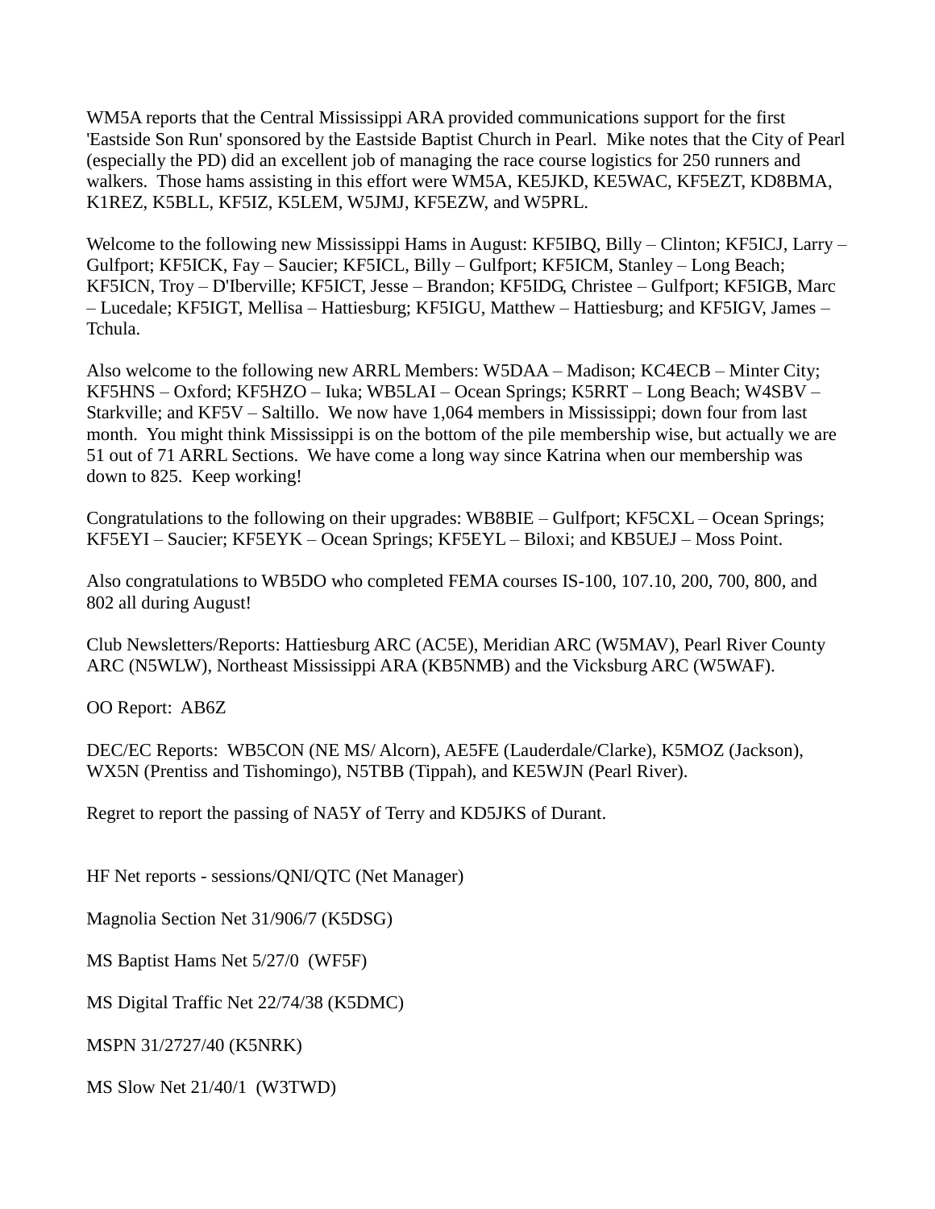WM5A reports that the Central Mississippi ARA provided communications support for the first 'Eastside Son Run' sponsored by the Eastside Baptist Church in Pearl. Mike notes that the City of Pearl (especially the PD) did an excellent job of managing the race course logistics for 250 runners and walkers. Those hams assisting in this effort were WM5A, KE5JKD, KE5WAC, KF5EZT, KD8BMA, K1REZ, K5BLL, KF5IZ, K5LEM, W5JMJ, KF5EZW, and W5PRL.

Welcome to the following new Mississippi Hams in August: KF5IBQ, Billy – Clinton; KF5ICJ, Larry – Gulfport; KF5ICK, Fay – Saucier; KF5ICL, Billy – Gulfport; KF5ICM, Stanley – Long Beach; KF5ICN, Troy – D'Iberville; KF5ICT, Jesse – Brandon; KF5IDG, Christee – Gulfport; KF5IGB, Marc – Lucedale; KF5IGT, Mellisa – Hattiesburg; KF5IGU, Matthew – Hattiesburg; and KF5IGV, James – Tchula.

Also welcome to the following new ARRL Members: W5DAA – Madison; KC4ECB – Minter City; KF5HNS – Oxford; KF5HZO – Iuka; WB5LAI – Ocean Springs; K5RRT – Long Beach; W4SBV – Starkville; and KF5V – Saltillo. We now have 1,064 members in Mississippi; down four from last month. You might think Mississippi is on the bottom of the pile membership wise, but actually we are 51 out of 71 ARRL Sections. We have come a long way since Katrina when our membership was down to 825. Keep working!

Congratulations to the following on their upgrades: WB8BIE – Gulfport; KF5CXL – Ocean Springs; KF5EYI – Saucier; KF5EYK – Ocean Springs; KF5EYL – Biloxi; and KB5UEJ – Moss Point.

Also congratulations to WB5DO who completed FEMA courses IS-100, 107.10, 200, 700, 800, and 802 all during August!

Club Newsletters/Reports: Hattiesburg ARC (AC5E), Meridian ARC (W5MAV), Pearl River County ARC (N5WLW), Northeast Mississippi ARA (KB5NMB) and the Vicksburg ARC (W5WAF).

OO Report: AB6Z

DEC/EC Reports: WB5CON (NE MS/ Alcorn), AE5FE (Lauderdale/Clarke), K5MOZ (Jackson), WX5N (Prentiss and Tishomingo), N5TBB (Tippah), and KE5WJN (Pearl River).

Regret to report the passing of NA5Y of Terry and KD5JKS of Durant.

HF Net reports - sessions/QNI/QTC (Net Manager)

Magnolia Section Net 31/906/7 (K5DSG)

MS Baptist Hams Net 5/27/0 (WF5F)

MS Digital Traffic Net 22/74/38 (K5DMC)

MSPN 31/2727/40 (K5NRK)

MS Slow Net 21/40/1 (W3TWD)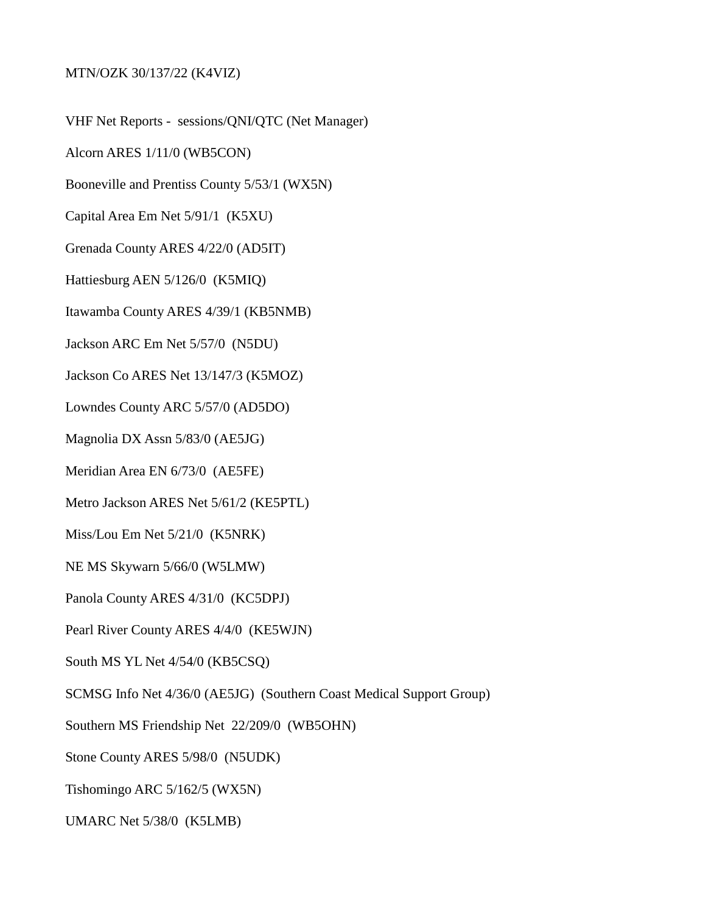MTN/OZK 30/137/22 (K4VIZ)

VHF Net Reports - sessions/QNI/QTC (Net Manager)

Alcorn ARES 1/11/0 (WB5CON)

Booneville and Prentiss County 5/53/1 (WX5N)

Capital Area Em Net 5/91/1 (K5XU)

Grenada County ARES 4/22/0 (AD5IT)

Hattiesburg AEN 5/126/0 (K5MIQ)

Itawamba County ARES 4/39/1 (KB5NMB)

Jackson ARC Em Net 5/57/0 (N5DU)

Jackson Co ARES Net 13/147/3 (K5MOZ)

Lowndes County ARC 5/57/0 (AD5DO)

Magnolia DX Assn 5/83/0 (AE5JG)

Meridian Area EN 6/73/0 (AE5FE)

Metro Jackson ARES Net 5/61/2 (KE5PTL)

Miss/Lou Em Net 5/21/0 (K5NRK)

NE MS Skywarn 5/66/0 (W5LMW)

Panola County ARES 4/31/0 (KC5DPJ)

Pearl River County ARES 4/4/0 (KE5WJN)

South MS YL Net 4/54/0 (KB5CSQ)

SCMSG Info Net 4/36/0 (AE5JG) (Southern Coast Medical Support Group)

Southern MS Friendship Net 22/209/0 (WB5OHN)

Stone County ARES 5/98/0 (N5UDK)

Tishomingo ARC 5/162/5 (WX5N)

UMARC Net 5/38/0 (K5LMB)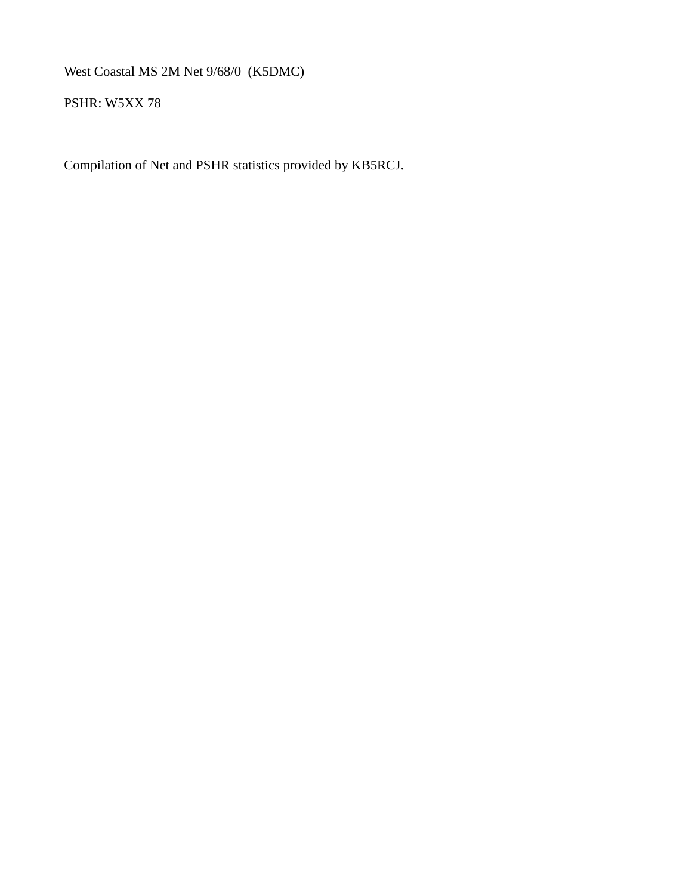West Coastal MS 2M Net 9/68/0 (K5DMC)

PSHR: W5XX 78

Compilation of Net and PSHR statistics provided by KB5RCJ.